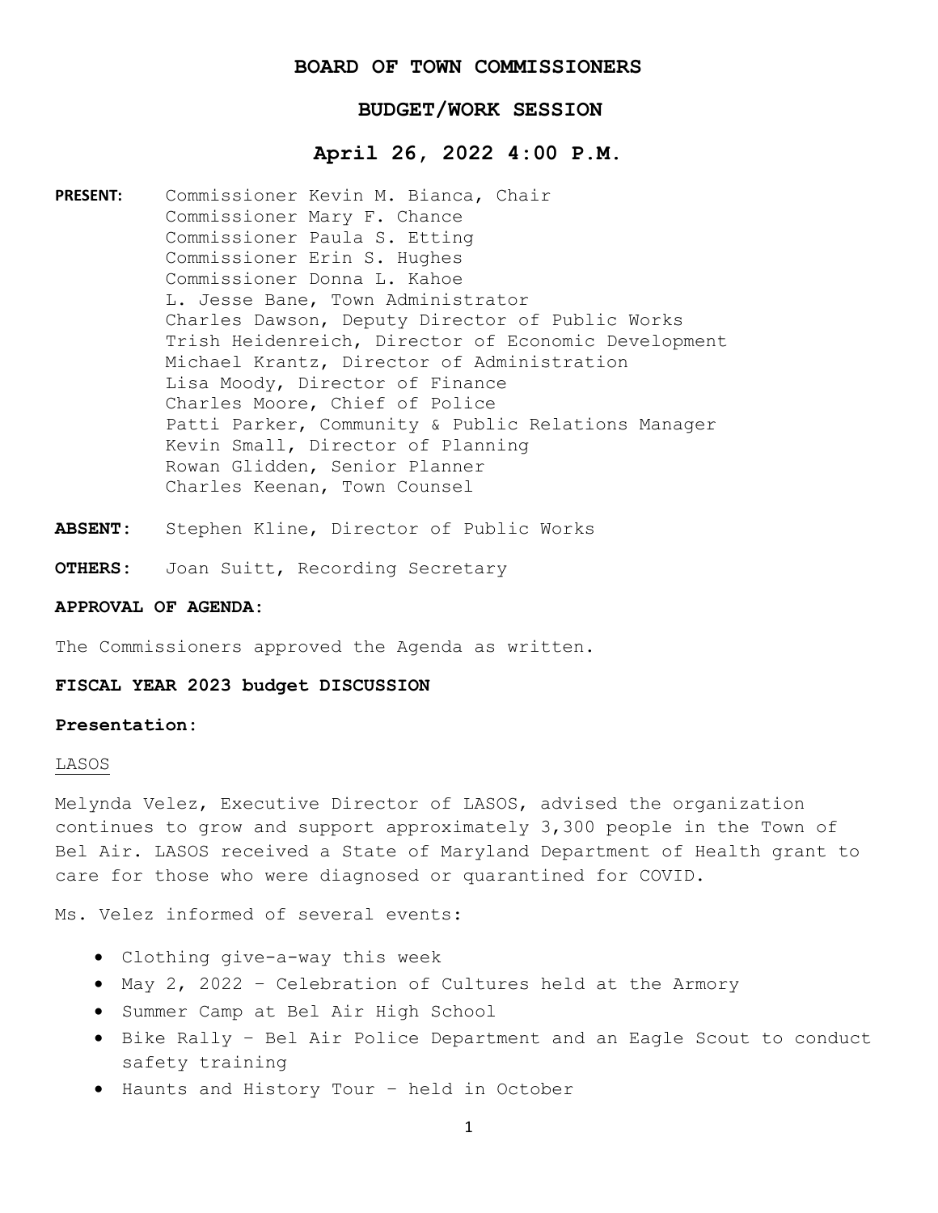# BOARD OF TOWN COMMISSIONERS

## BUDGET/WORK SESSION

## April 26, 2022 4:00 P.M.

**PRESENT:** Commissioner Kevin M. Bianca, Chair
Commissioner Mary F. Chance
Commissioner Paula S. Etting
Commissioner Erin S. Hughes
Commissioner Donna L. Kahoe
L. Jesse Bane, Town Administrator
Charles Dawson, Deputy Director of Public Works
Trish Heidenreich, Director of Economic Development
Michael Krantz, Director of Administration
Lisa Moody, Director of Finance
Charles Moore, Chief of Police
Patti Parker, Community & Public Relations Manager
Kevin Small, Director of Planning
Rowan Glidden, Senior Planner
Charles Keenan, Town Counsel

**ABSENT:** Stephen Kline, Director of Public Works

**OTHERS:** Joan Suitt, Recording Secretary

**APPROVAL OF AGENDA:**

The Commissioners approved the Agenda as written.

**FISCAL YEAR 2023 budget DISCUSSION**

**Presentation:**

LASOS

Melynda Velez, Executive Director of LASOS, advised the organization continues to grow and support approximately 3,300 people in the Town of Bel Air. LASOS received a State of Maryland Department of Health grant to care for those who were diagnosed or quarantined for COVID.

Ms. Velez informed of several events:

- Clothing give-a-way this week
- May 2, 2022 – Celebration of Cultures held at the Armory
- Summer Camp at Bel Air High School
- Bike Rally – Bel Air Police Department and an Eagle Scout to conduct safety training
- Haunts and History Tour – held in October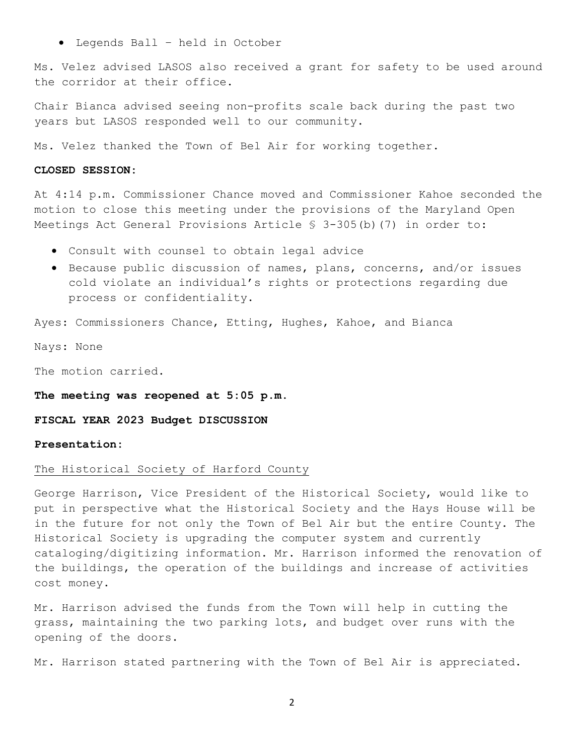- Legends Ball – held in October

Ms. Velez advised LASOS also received a grant for safety to be used around the corridor at their office.

Chair Bianca advised seeing non-profits scale back during the past two years but LASOS responded well to our community.

Ms. Velez thanked the Town of Bel Air for working together.

**CLOSED SESSION:**

At 4:14 p.m. Commissioner Chance moved and Commissioner Kahoe seconded the motion to close this meeting under the provisions of the Maryland Open Meetings Act General Provisions Article § 3-305(b)(7) in order to:

- Consult with counsel to obtain legal advice
- Because public discussion of names, plans, concerns, and/or issues cold violate an individual's rights or protections regarding due process or confidentiality.

Ayes: Commissioners Chance, Etting, Hughes, Kahoe, and Bianca

Nays: None

The motion carried.

**The meeting was reopened at 5:05 p.m.**

**FISCAL YEAR 2023 Budget DISCUSSION**

**Presentation:**

The Historical Society of Harford County

George Harrison, Vice President of the Historical Society, would like to put in perspective what the Historical Society and the Hays House will be in the future for not only the Town of Bel Air but the entire County. The Historical Society is upgrading the computer system and currently cataloging/digitizing information. Mr. Harrison informed the renovation of the buildings, the operation of the buildings and increase of activities cost money.

Mr. Harrison advised the funds from the Town will help in cutting the grass, maintaining the two parking lots, and budget over runs with the opening of the doors.

Mr. Harrison stated partnering with the Town of Bel Air is appreciated.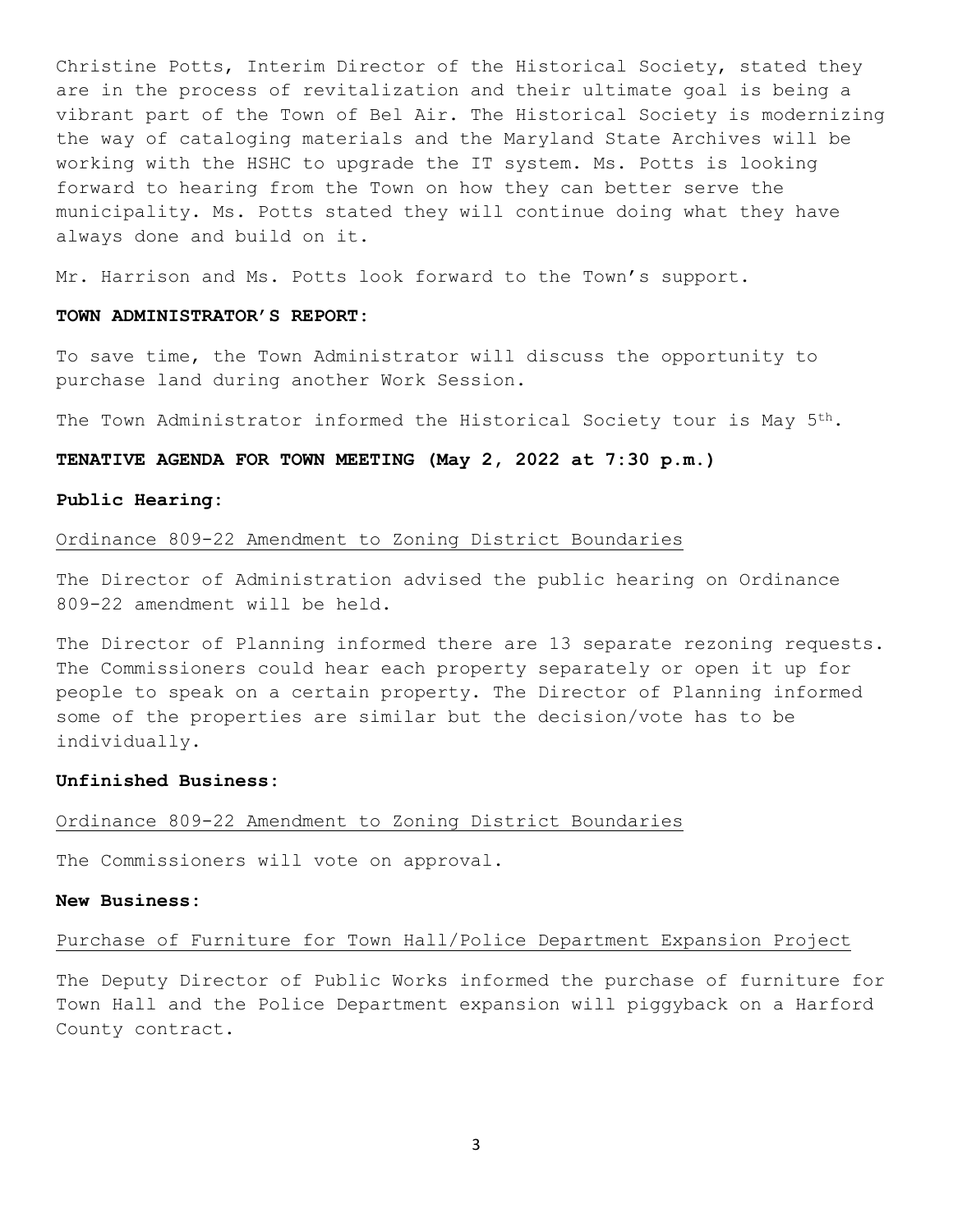Christine Potts, Interim Director of the Historical Society, stated they are in the process of revitalization and their ultimate goal is being a vibrant part of the Town of Bel Air. The Historical Society is modernizing the way of cataloging materials and the Maryland State Archives will be working with the HSHC to upgrade the IT system. Ms. Potts is looking forward to hearing from the Town on how they can better serve the municipality. Ms. Potts stated they will continue doing what they have always done and build on it.

Mr. Harrison and Ms. Potts look forward to the Town's support.

**TOWN ADMINISTRATOR'S REPORT:**

To save time, the Town Administrator will discuss the opportunity to purchase land during another Work Session.

The Town Administrator informed the Historical Society tour is May 5th.

**TENATIVE AGENDA FOR TOWN MEETING (May 2, 2022 at 7:30 p.m.)**

**Public Hearing:**

Ordinance 809-22 Amendment to Zoning District Boundaries

The Director of Administration advised the public hearing on Ordinance 809-22 amendment will be held.

The Director of Planning informed there are 13 separate rezoning requests. The Commissioners could hear each property separately or open it up for people to speak on a certain property. The Director of Planning informed some of the properties are similar but the decision/vote has to be individually.

**Unfinished Business:**

Ordinance 809-22 Amendment to Zoning District Boundaries

The Commissioners will vote on approval.

**New Business:**

Purchase of Furniture for Town Hall/Police Department Expansion Project

The Deputy Director of Public Works informed the purchase of furniture for Town Hall and the Police Department expansion will piggyback on a Harford County contract.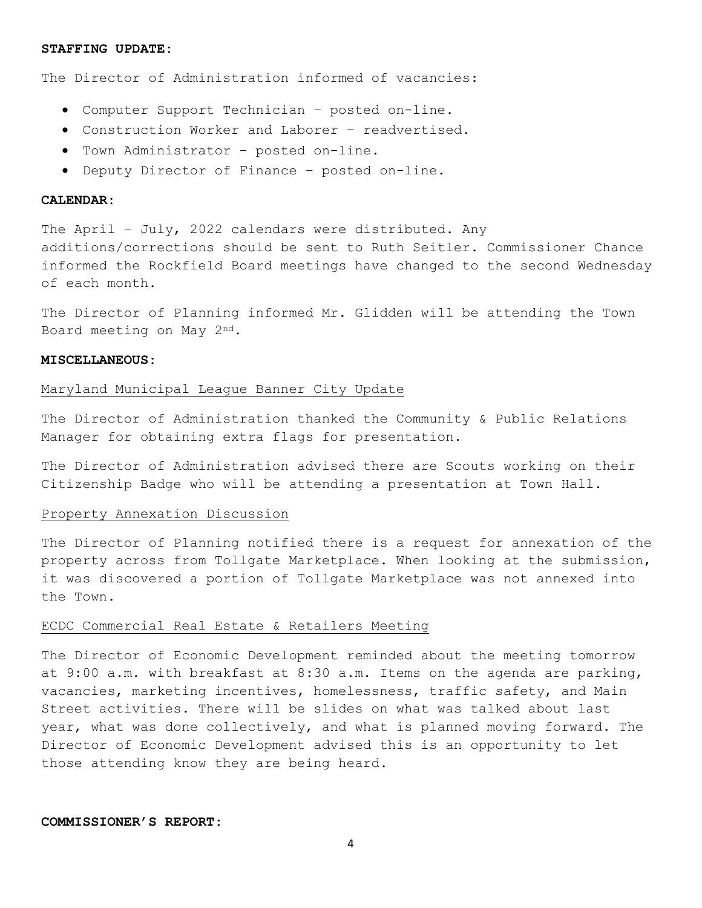**STAFFING UPDATE:**

The Director of Administration informed of vacancies:

- Computer Support Technician – posted on-line.
- Construction Worker and Laborer – readvertised.
- Town Administrator – posted on-line.
- Deputy Director of Finance – posted on-line.

**CALENDAR:**

The April – July, 2022 calendars were distributed. Any additions/corrections should be sent to Ruth Seitler. Commissioner Chance informed the Rockfield Board meetings have changed to the second Wednesday of each month.

The Director of Planning informed Mr. Glidden will be attending the Town Board meeting on May 2nd.

**MISCELLANEOUS:**

Maryland Municipal League Banner City Update

The Director of Administration thanked the Community & Public Relations Manager for obtaining extra flags for presentation.

The Director of Administration advised there are Scouts working on their Citizenship Badge who will be attending a presentation at Town Hall.

Property Annexation Discussion

The Director of Planning notified there is a request for annexation of the property across from Tollgate Marketplace. When looking at the submission, it was discovered a portion of Tollgate Marketplace was not annexed into the Town.

ECDC Commercial Real Estate & Retailers Meeting

The Director of Economic Development reminded about the meeting tomorrow at 9:00 a.m. with breakfast at 8:30 a.m. Items on the agenda are parking, vacancies, marketing incentives, homelessness, traffic safety, and Main Street activities. There will be slides on what was talked about last year, what was done collectively, and what is planned moving forward. The Director of Economic Development advised this is an opportunity to let those attending know they are being heard.

**COMMISSIONER'S REPORT:**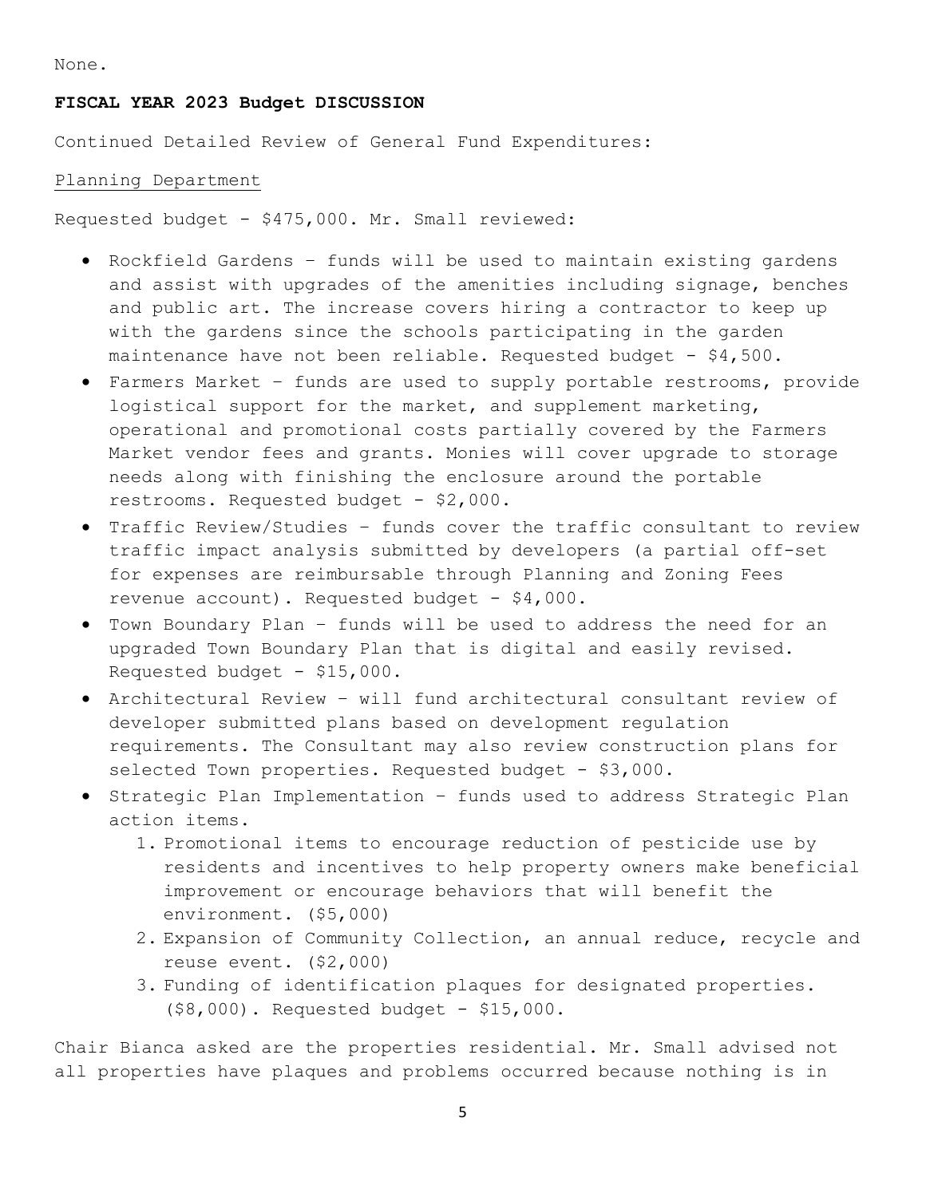None.

**FISCAL YEAR 2023 Budget DISCUSSION**

Continued Detailed Review of General Fund Expenditures:

Planning Department

Requested budget - $475,000. Mr. Small reviewed:

- Rockfield Gardens – funds will be used to maintain existing gardens and assist with upgrades of the amenities including signage, benches and public art. The increase covers hiring a contractor to keep up with the gardens since the schools participating in the garden maintenance have not been reliable. Requested budget - $4,500.
- Farmers Market – funds are used to supply portable restrooms, provide logistical support for the market, and supplement marketing, operational and promotional costs partially covered by the Farmers Market vendor fees and grants. Monies will cover upgrade to storage needs along with finishing the enclosure around the portable restrooms. Requested budget - $2,000.
- Traffic Review/Studies – funds cover the traffic consultant to review traffic impact analysis submitted by developers (a partial off-set for expenses are reimbursable through Planning and Zoning Fees revenue account). Requested budget - $4,000.
- Town Boundary Plan – funds will be used to address the need for an upgraded Town Boundary Plan that is digital and easily revised. Requested budget - $15,000.
- Architectural Review – will fund architectural consultant review of developer submitted plans based on development regulation requirements. The Consultant may also review construction plans for selected Town properties. Requested budget - $3,000.
- Strategic Plan Implementation – funds used to address Strategic Plan action items.
    1. Promotional items to encourage reduction of pesticide use by residents and incentives to help property owners make beneficial improvement or encourage behaviors that will benefit the environment. ($5,000)
    2. Expansion of Community Collection, an annual reduce, recycle and reuse event. ($2,000)
    3. Funding of identification plaques for designated properties. ($8,000). Requested budget - $15,000.

Chair Bianca asked are the properties residential. Mr. Small advised not all properties have plaques and problems occurred because nothing is in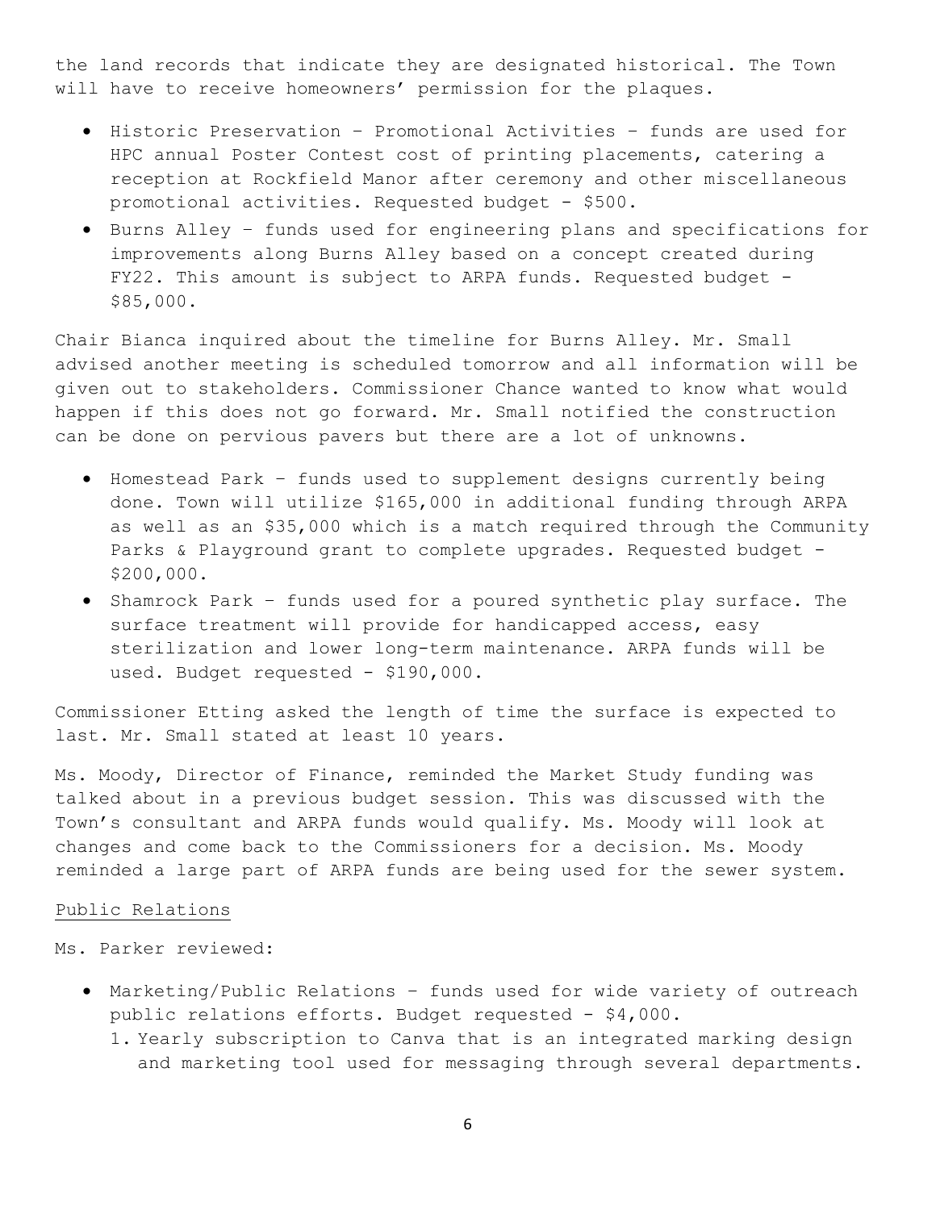the land records that indicate they are designated historical. The Town will have to receive homeowners' permission for the plaques.

- Historic Preservation – Promotional Activities – funds are used for HPC annual Poster Contest cost of printing placements, catering a reception at Rockfield Manor after ceremony and other miscellaneous promotional activities. Requested budget - $500.
- Burns Alley – funds used for engineering plans and specifications for improvements along Burns Alley based on a concept created during FY22. This amount is subject to ARPA funds. Requested budget - $85,000.

Chair Bianca inquired about the timeline for Burns Alley. Mr. Small advised another meeting is scheduled tomorrow and all information will be given out to stakeholders. Commissioner Chance wanted to know what would happen if this does not go forward. Mr. Small notified the construction can be done on pervious pavers but there are a lot of unknowns.

- Homestead Park – funds used to supplement designs currently being done. Town will utilize $165,000 in additional funding through ARPA as well as an $35,000 which is a match required through the Community Parks & Playground grant to complete upgrades. Requested budget - $200,000.
- Shamrock Park – funds used for a poured synthetic play surface. The surface treatment will provide for handicapped access, easy sterilization and lower long-term maintenance. ARPA funds will be used. Budget requested - $190,000.

Commissioner Etting asked the length of time the surface is expected to last. Mr. Small stated at least 10 years.

Ms. Moody, Director of Finance, reminded the Market Study funding was talked about in a previous budget session. This was discussed with the Town's consultant and ARPA funds would qualify. Ms. Moody will look at changes and come back to the Commissioners for a decision. Ms. Moody reminded a large part of ARPA funds are being used for the sewer system.

<u>Public Relations</u>

Ms. Parker reviewed:

- Marketing/Public Relations – funds used for wide variety of outreach public relations efforts. Budget requested - $4,000.
  1. Yearly subscription to Canva that is an integrated marking design and marketing tool used for messaging through several departments.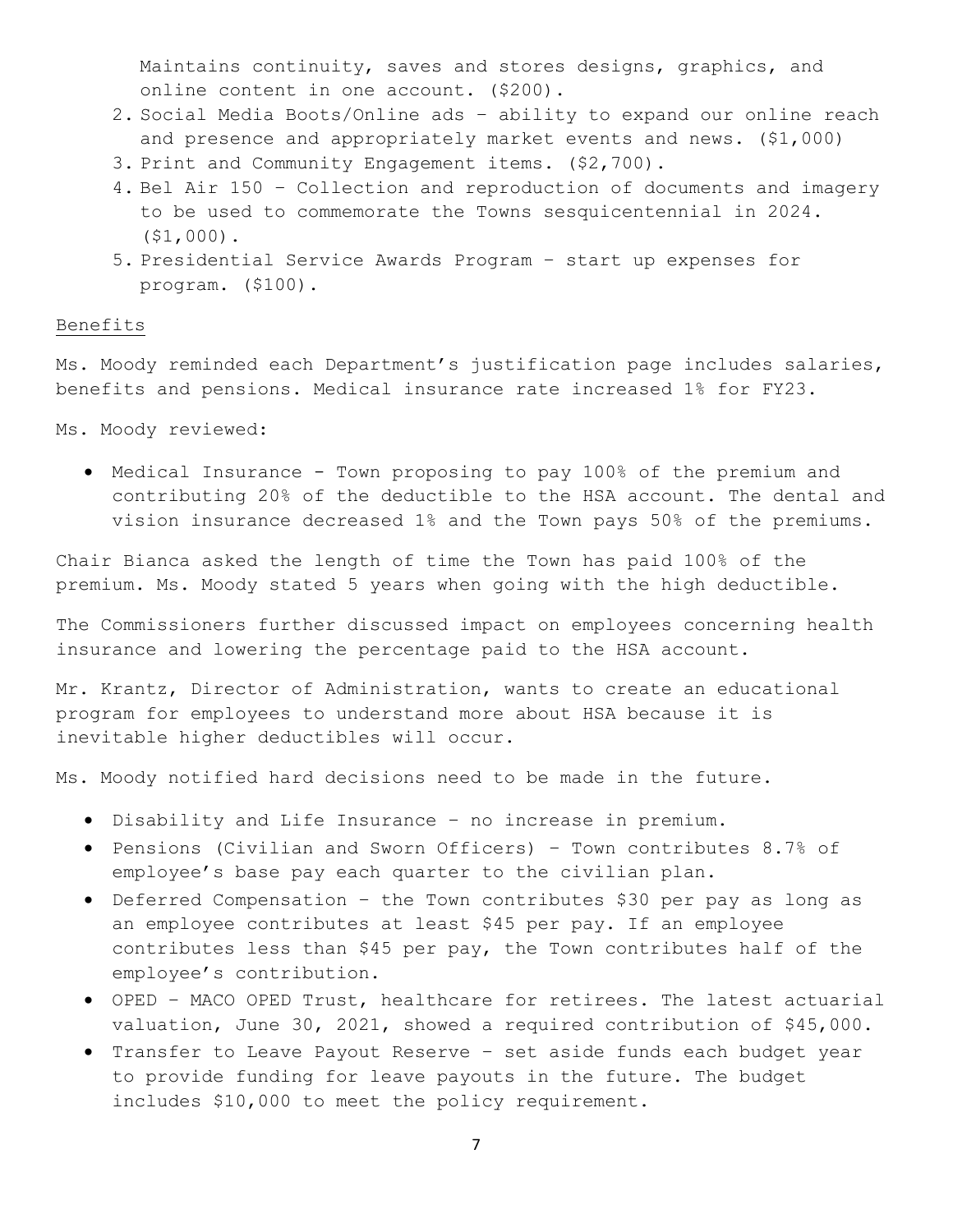Maintains continuity, saves and stores designs, graphics, and online content in one account. ($200).

2. Social Media Boots/Online ads – ability to expand our online reach and presence and appropriately market events and news. ($1,000)
3. Print and Community Engagement items. ($2,700).
4. Bel Air 150 – Collection and reproduction of documents and imagery to be used to commemorate the Towns sesquicentennial in 2024. ($1,000).
5. Presidential Service Awards Program – start up expenses for program. ($100).

<u>Benefits</u>

Ms. Moody reminded each Department's justification page includes salaries, benefits and pensions. Medical insurance rate increased 1% for FY23.

Ms. Moody reviewed:

- Medical Insurance - Town proposing to pay 100% of the premium and contributing 20% of the deductible to the HSA account. The dental and vision insurance decreased 1% and the Town pays 50% of the premiums.

Chair Bianca asked the length of time the Town has paid 100% of the premium. Ms. Moody stated 5 years when going with the high deductible.

The Commissioners further discussed impact on employees concerning health insurance and lowering the percentage paid to the HSA account.

Mr. Krantz, Director of Administration, wants to create an educational program for employees to understand more about HSA because it is inevitable higher deductibles will occur.

Ms. Moody notified hard decisions need to be made in the future.

- Disability and Life Insurance – no increase in premium.
- Pensions (Civilian and Sworn Officers) – Town contributes 8.7% of employee's base pay each quarter to the civilian plan.
- Deferred Compensation – the Town contributes $30 per pay as long as an employee contributes at least $45 per pay. If an employee contributes less than $45 per pay, the Town contributes half of the employee's contribution.
- OPED – MACO OPED Trust, healthcare for retirees. The latest actuarial valuation, June 30, 2021, showed a required contribution of $45,000.
- Transfer to Leave Payout Reserve – set aside funds each budget year to provide funding for leave payouts in the future. The budget includes $10,000 to meet the policy requirement.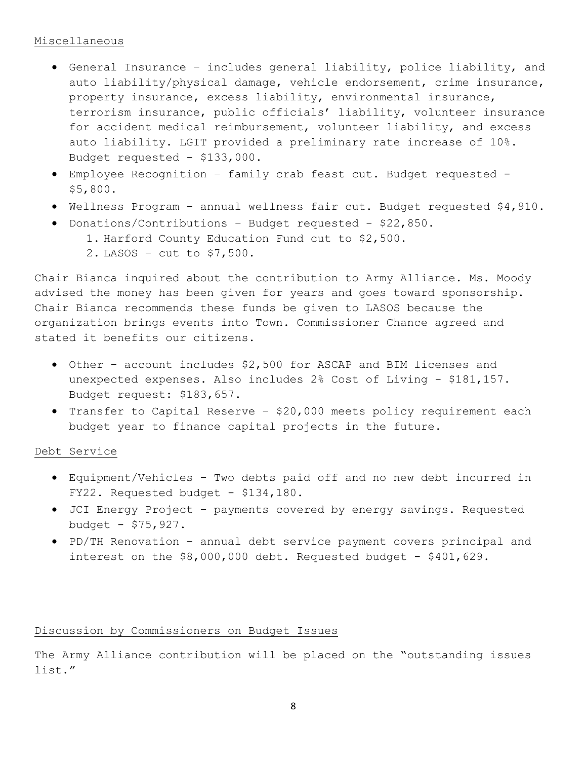<u>Miscellaneous</u>

- General Insurance – includes general liability, police liability, and auto liability/physical damage, vehicle endorsement, crime insurance, property insurance, excess liability, environmental insurance, terrorism insurance, public officials' liability, volunteer insurance for accident medical reimbursement, volunteer liability, and excess auto liability. LGIT provided a preliminary rate increase of 10%. Budget requested - $133,000.
- Employee Recognition – family crab feast cut. Budget requested - $5,800.
- Wellness Program – annual wellness fair cut. Budget requested $4,910.
- Donations/Contributions – Budget requested - $22,850.
    1. Harford County Education Fund cut to $2,500.
    2. LASOS – cut to $7,500.

Chair Bianca inquired about the contribution to Army Alliance. Ms. Moody advised the money has been given for years and goes toward sponsorship. Chair Bianca recommends these funds be given to LASOS because the organization brings events into Town. Commissioner Chance agreed and stated it benefits our citizens.

- Other – account includes $2,500 for ASCAP and BIM licenses and unexpected expenses. Also includes 2% Cost of Living - $181,157. Budget request: $183,657.
- Transfer to Capital Reserve – $20,000 meets policy requirement each budget year to finance capital projects in the future.

<u>Debt Service</u>

- Equipment/Vehicles – Two debts paid off and no new debt incurred in FY22. Requested budget - $134,180.
- JCI Energy Project – payments covered by energy savings. Requested budget - $75,927.
- PD/TH Renovation – annual debt service payment covers principal and interest on the $8,000,000 debt. Requested budget - $401,629.

<u>Discussion by Commissioners on Budget Issues</u>

The Army Alliance contribution will be placed on the "outstanding issues list."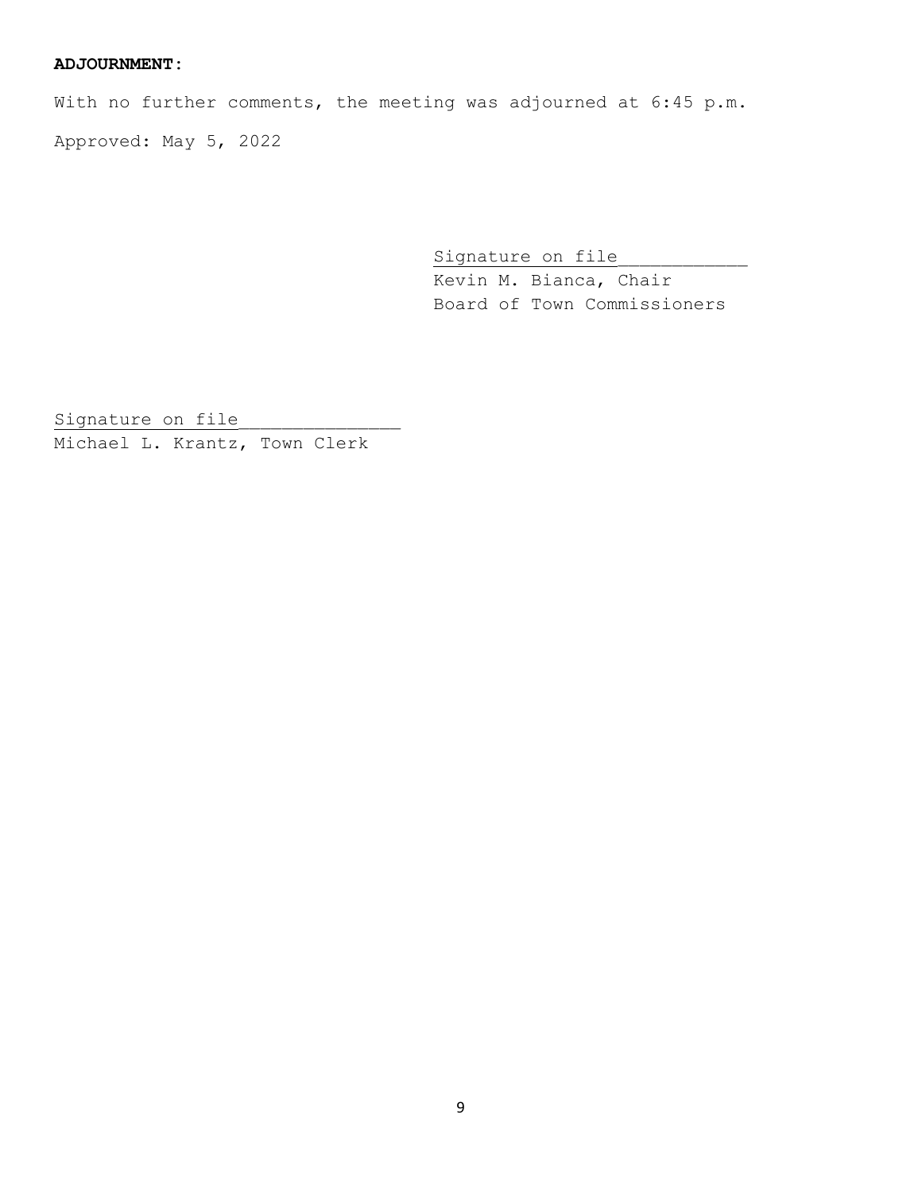**ADJOURNMENT:**

With no further comments, the meeting was adjourned at 6:45 p.m.

Approved: May 5, 2022

Signature on file\_\_\_\_\_\_\_\_\_\_\_
Kevin M. Bianca, Chair
Board of Town Commissioners

Signature on file\_\_\_\_\_\_\_\_\_\_\_\_\_\_
Michael L. Krantz, Town Clerk